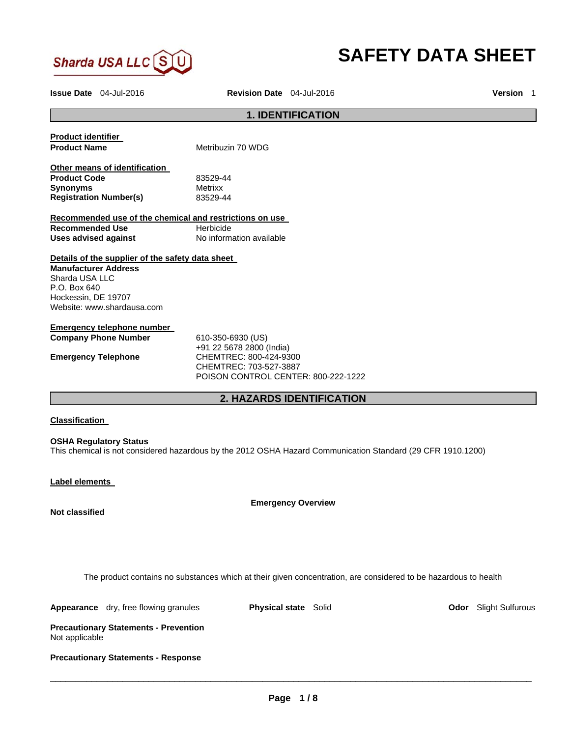Sharda USA LLC

# SAFETY DATA SHEET

**Issue Date** 04-Jul-2016 **Revision Date** 04-Jul-2016 **Version** 1

## 1. IDENTIFICATION

**Product identifier**

**Product Name** Metribuzin 70 WDG

**Other means of identification**

**Product Code** 83529-44
**Synonyms** Metrixx
**Registration Number(s)** 83529-44

**Recommended use of the chemical and restrictions on use**

**Recommended Use** Herbicide
**Uses advised against** No information available

**Details of the supplier of the safety data sheet**

**Manufacturer Address**
Sharda USA LLC
P.O. Box 640
Hockessin, DE 19707
Website: www.shardausa.com

**Emergency telephone number**

**Company Phone Number** 610-350-6930 (US)
+91 22 5678 2800 (India)

**Emergency Telephone** CHEMTREC: 800-424-9300
CHEMTREC: 703-527-3887
POISON CONTROL CENTER: 800-222-1222

## 2. HAZARDS IDENTIFICATION

**Classification**

**OSHA Regulatory Status**
This chemical is not considered hazardous by the 2012 OSHA Hazard Communication Standard (29 CFR 1910.1200)

**Label elements**

**Emergency Overview**

**Not classified**

The product contains no substances which at their given concentration, are considered to be hazardous to health

**Appearance** dry, free flowing granules **Physical state** Solid **Odor** Slight Sulfurous

**Precautionary Statements - Prevention**
Not applicable

**Precautionary Statements - Response**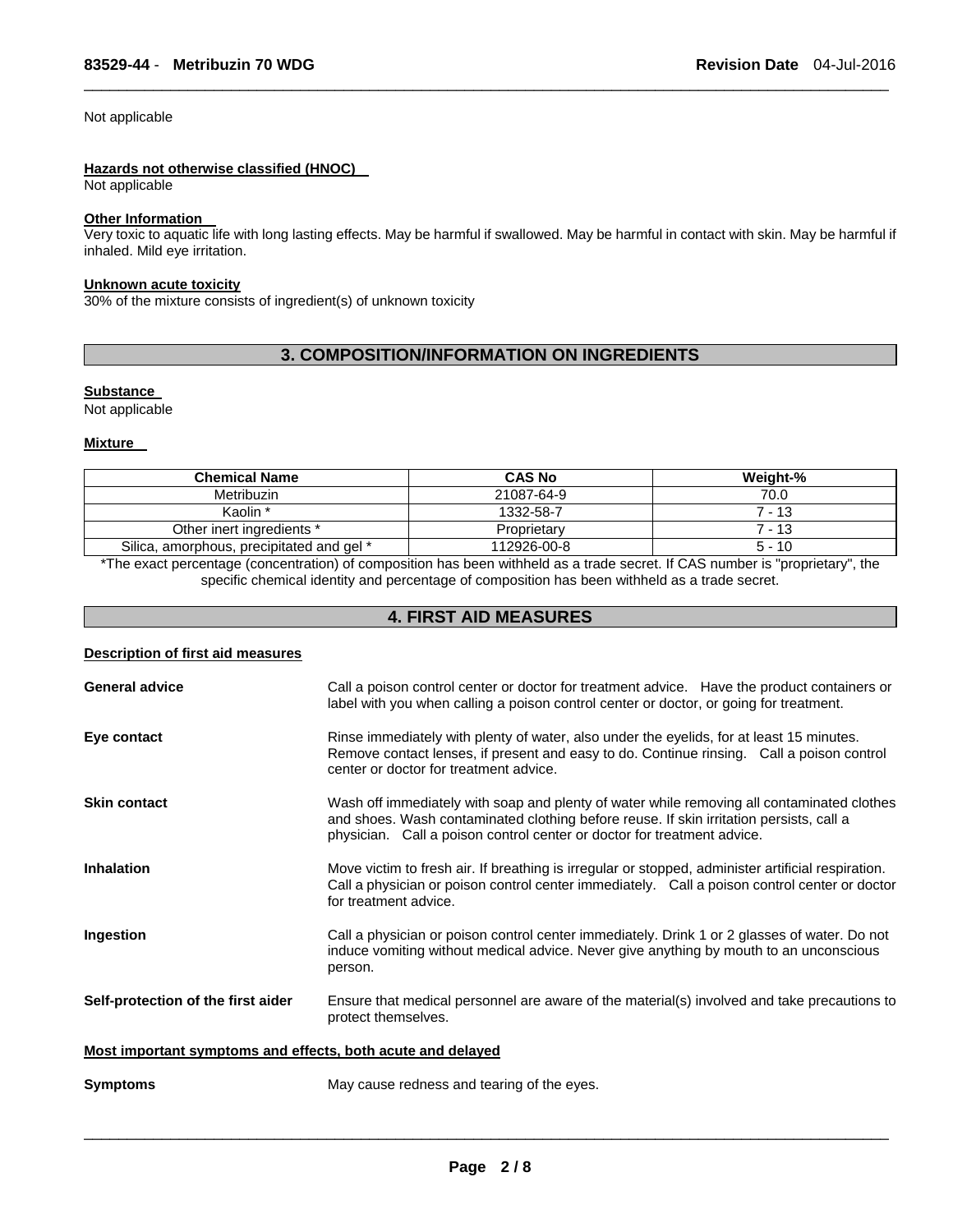Not applicable

#### Hazards not otherwise classified (HNOC)

Not applicable

#### Other Information

Very toxic to aquatic life with long lasting effects. May be harmful if swallowed. May be harmful in contact with skin. May be harmful if inhaled. Mild eye irritation.

#### Unknown acute toxicity

30% of the mixture consists of ingredient(s) of unknown toxicity

## 3. COMPOSITION/INFORMATION ON INGREDIENTS

#### Substance

Not applicable

#### Mixture

| Chemical Name | CAS No | Weight-% |
|---|---|---|
| Metribuzin | 21087-64-9 | 70.0 |
| Kaolin * | 1332-58-7 | 7 - 13 |
| Other inert ingredients * | Proprietary | 7 - 13 |
| Silica, amorphous, precipitated and gel * | 112926-00-8 | 5 - 10 |

*The exact percentage (concentration) of composition has been withheld as a trade secret. If CAS number is "proprietary", the specific chemical identity and percentage of composition has been withheld as a trade secret.

## 4. FIRST AID MEASURES

#### Description of first aid measures

**General advice** Call a poison control center or doctor for treatment advice. Have the product containers or label with you when calling a poison control center or doctor, or going for treatment.

**Eye contact** Rinse immediately with plenty of water, also under the eyelids, for at least 15 minutes. Remove contact lenses, if present and easy to do. Continue rinsing. Call a poison control center or doctor for treatment advice.

**Skin contact** Wash off immediately with soap and plenty of water while removing all contaminated clothes and shoes. Wash contaminated clothing before reuse. If skin irritation persists, call a physician. Call a poison control center or doctor for treatment advice.

**Inhalation** Move victim to fresh air. If breathing is irregular or stopped, administer artificial respiration. Call a physician or poison control center immediately. Call a poison control center or doctor for treatment advice.

**Ingestion** Call a physician or poison control center immediately. Drink 1 or 2 glasses of water. Do not induce vomiting without medical advice. Never give anything by mouth to an unconscious person.

**Self-protection of the first aider** Ensure that medical personnel are aware of the material(s) involved and take precautions to protect themselves.

#### Most important symptoms and effects, both acute and delayed

**Symptoms** May cause redness and tearing of the eyes.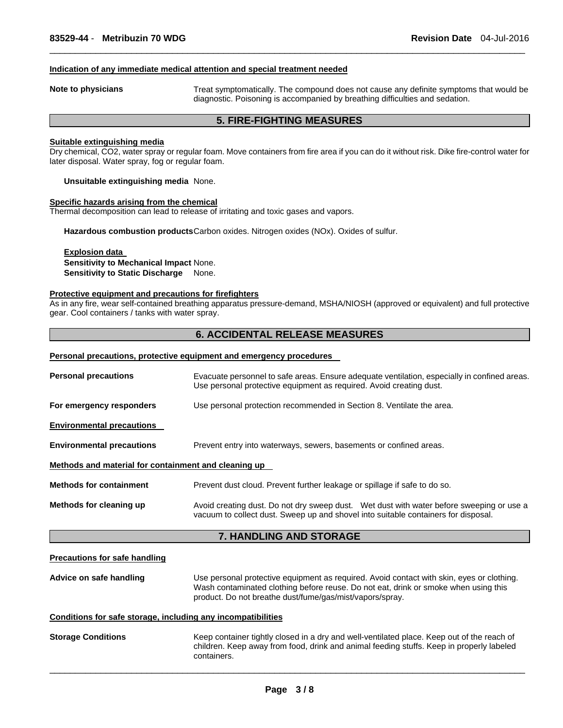### Indication of any immediate medical attention and special treatment needed

**Note to physicians** Treat symptomatically. The compound does not cause any definite symptoms that would be diagnostic. Poisoning is accompanied by breathing difficulties and sedation.

## 5. FIRE-FIGHTING MEASURES

### Suitable extinguishing media

Dry chemical, CO2, water spray or regular foam. Move containers from fire area if you can do it without risk. Dike fire-control water for later disposal. Water spray, fog or regular foam.

**Unsuitable extinguishing media** None.

### Specific hazards arising from the chemical

Thermal decomposition can lead to release of irritating and toxic gases and vapors.

**Hazardous combustion products** Carbon oxides. Nitrogen oxides (NOx). Oxides of sulfur.

**Explosion data**
**Sensitivity to Mechanical Impact** None.
**Sensitivity to Static Discharge** None.

### Protective equipment and precautions for firefighters

As in any fire, wear self-contained breathing apparatus pressure-demand, MSHA/NIOSH (approved or equivalent) and full protective gear. Cool containers / tanks with water spray.

## 6. ACCIDENTAL RELEASE MEASURES

### Personal precautions, protective equipment and emergency procedures

**Personal precautions** Evacuate personnel to safe areas. Ensure adequate ventilation, especially in confined areas. Use personal protective equipment as required. Avoid creating dust.

**For emergency responders** Use personal protection recommended in Section 8. Ventilate the area.

### Environmental precautions

**Environmental precautions** Prevent entry into waterways, sewers, basements or confined areas.

### Methods and material for containment and cleaning up

**Methods for containment** Prevent dust cloud. Prevent further leakage or spillage if safe to do so.

**Methods for cleaning up** Avoid creating dust. Do not dry sweep dust. Wet dust with water before sweeping or use a vacuum to collect dust. Sweep up and shovel into suitable containers for disposal.

## 7. HANDLING AND STORAGE

### Precautions for safe handling

**Advice on safe handling** Use personal protective equipment as required. Avoid contact with skin, eyes or clothing. Wash contaminated clothing before reuse. Do not eat, drink or smoke when using this product. Do not breathe dust/fume/gas/mist/vapors/spray.

### Conditions for safe storage, including any incompatibilities

**Storage Conditions** Keep container tightly closed in a dry and well-ventilated place. Keep out of the reach of children. Keep away from food, drink and animal feeding stuffs. Keep in properly labeled containers.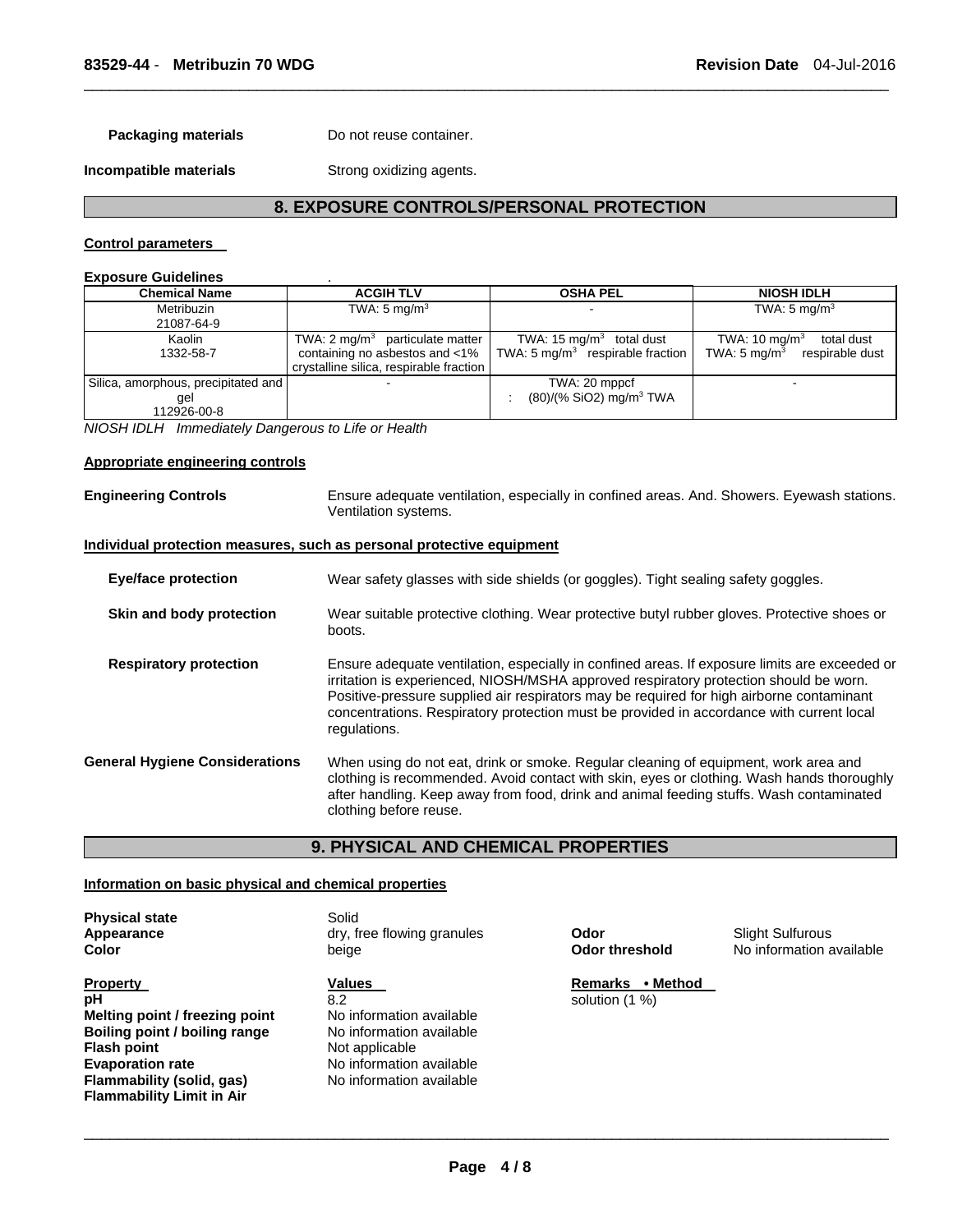**Packaging materials** Do not reuse container.

**Incompatible materials** Strong oxidizing agents.

## 8. EXPOSURE CONTROLS/PERSONAL PROTECTION

**Control parameters**

**Exposure Guidelines** .

| Chemical Name | ACGIH TLV | OSHA PEL | NIOSH IDLH |
|---|---|---|---|
| Metribuzin<br>21087-64-9 | TWA: 5 mg/m$^3$ | - | TWA: 5 mg/m$^3$ |
| Kaolin<br>1332-58-7 | TWA: 2 mg/m$^3$ particulate matter containing no asbestos and <1% crystalline silica, respirable fraction | TWA: 15 mg/m$^3$ total dust<br>TWA: 5 mg/m$^3$ respirable fraction | TWA: 10 mg/m$^3$ total dust<br>TWA: 5 mg/m$^3$ respirable dust |
| Silica, amorphous, precipitated and gel<br>112926-00-8 | - | TWA: 20 mppcf<br>: (80)/(% SiO2) mg/m$^3$ TWA | - |

*NIOSH IDLH Immediately Dangerous to Life or Health*

**Appropriate engineering controls**

**Engineering Controls** Ensure adequate ventilation, especially in confined areas. And. Showers. Eyewash stations. Ventilation systems.

**Individual protection measures, such as personal protective equipment**

**Eye/face protection** Wear safety glasses with side shields (or goggles). Tight sealing safety goggles.

**Skin and body protection** Wear suitable protective clothing. Wear protective butyl rubber gloves. Protective shoes or boots.

**Respiratory protection** Ensure adequate ventilation, especially in confined areas. If exposure limits are exceeded or irritation is experienced, NIOSH/MSHA approved respiratory protection should be worn. Positive-pressure supplied air respirators may be required for high airborne contaminant concentrations. Respiratory protection must be provided in accordance with current local regulations.

**General Hygiene Considerations** When using do not eat, drink or smoke. Regular cleaning of equipment, work area and clothing is recommended. Avoid contact with skin, eyes or clothing. Wash hands thoroughly after handling. Keep away from food, drink and animal feeding stuffs. Wash contaminated clothing before reuse.

## 9. PHYSICAL AND CHEMICAL PROPERTIES

**Information on basic physical and chemical properties**

**Physical state** Solid
**Appearance** dry, free flowing granules
**Color** beige
**Odor** Slight Sulfurous
**Odor threshold** No information available

| Property | Values | Remarks • Method |
|---|---|---|
| **pH** | 8.2 | solution (1 %) |
| **Melting point / freezing point** | No information available | |
| **Boiling point / boiling range** | No information available | |
| **Flash point** | Not applicable | |
| **Evaporation rate** | No information available | |
| **Flammability (solid, gas)** | No information available | |
| **Flammability Limit in Air** | | |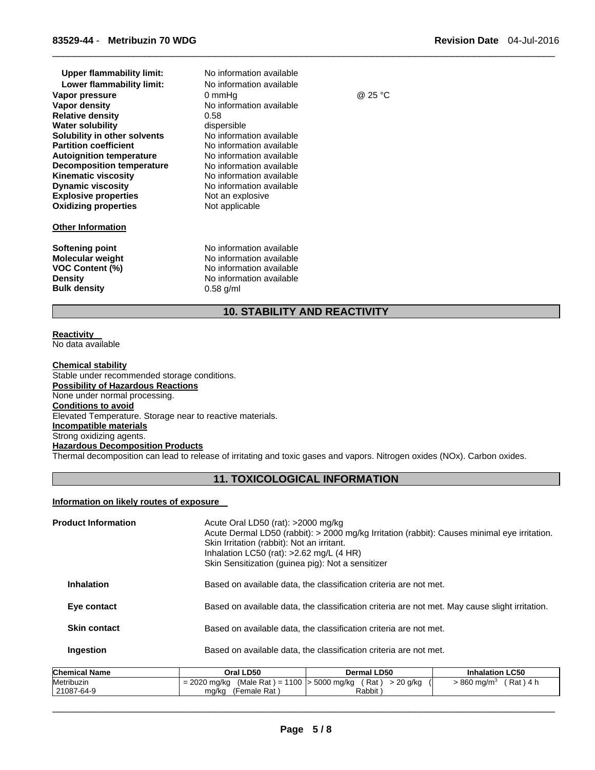| | | |
|---|---|---|
| **Upper flammability limit:** | No information available | |
| **Lower flammability limit:** | No information available | |
| **Vapor pressure** | 0 mmHg | @ 25 °C |
| **Vapor density** | No information available | |
| **Relative density** | 0.58 | |
| **Water solubility** | dispersible | |
| **Solubility in other solvents** | No information available | |
| **Partition coefficient** | No information available | |
| **Autoignition temperature** | No information available | |
| **Decomposition temperature** | No information available | |
| **Kinematic viscosity** | No information available | |
| **Dynamic viscosity** | No information available | |
| **Explosive properties** | Not an explosive | |
| **Oxidizing properties** | Not applicable | |

**Other Information**

| | |
|---|---|
| **Softening point** | No information available |
| **Molecular weight** | No information available |
| **VOC Content (%)** | No information available |
| **Density** | No information available |
| **Bulk density** | 0.58 g/ml |

## 10. STABILITY AND REACTIVITY

**Reactivity**
No data available

**Chemical stability**
Stable under recommended storage conditions.

**Possibility of Hazardous Reactions**
None under normal processing.

**Conditions to avoid**
Elevated Temperature. Storage near to reactive materials.

**Incompatible materials**
Strong oxidizing agents.

**Hazardous Decomposition Products**
Thermal decomposition can lead to release of irritating and toxic gases and vapors. Nitrogen oxides (NOx). Carbon oxides.

## 11. TOXICOLOGICAL INFORMATION

**Information on likely routes of exposure**

**Product Information**

Acute Oral LD50 (rat): >2000 mg/kg
Acute Dermal LD50 (rabbit): > 2000 mg/kg Irritation (rabbit): Causes minimal eye irritation.
Skin Irritation (rabbit): Not an irritant.
Inhalation LC50 (rat): >2.62 mg/L (4 HR)
Skin Sensitization (guinea pig): Not a sensitizer

| | |
|---|---|
| **Inhalation** | Based on available data, the classification criteria are not met. |
| **Eye contact** | Based on available data, the classification criteria are not met. May cause slight irritation. |
| **Skin contact** | Based on available data, the classification criteria are not met. |
| **Ingestion** | Based on available data, the classification criteria are not met. |

| Chemical Name | Oral LD50 | Dermal LD50 | Inhalation LC50 |
|---|---|---|---|
| Metribuzin 21087-64-9 | = 2020 mg/kg (Male Rat ) = 1100 mg/kg (Female Rat ) | > 5000 mg/kg ( Rat ) > 20 g/kg ( Rabbit ) | > 860 mg/m$^3$ ( Rat ) 4 h |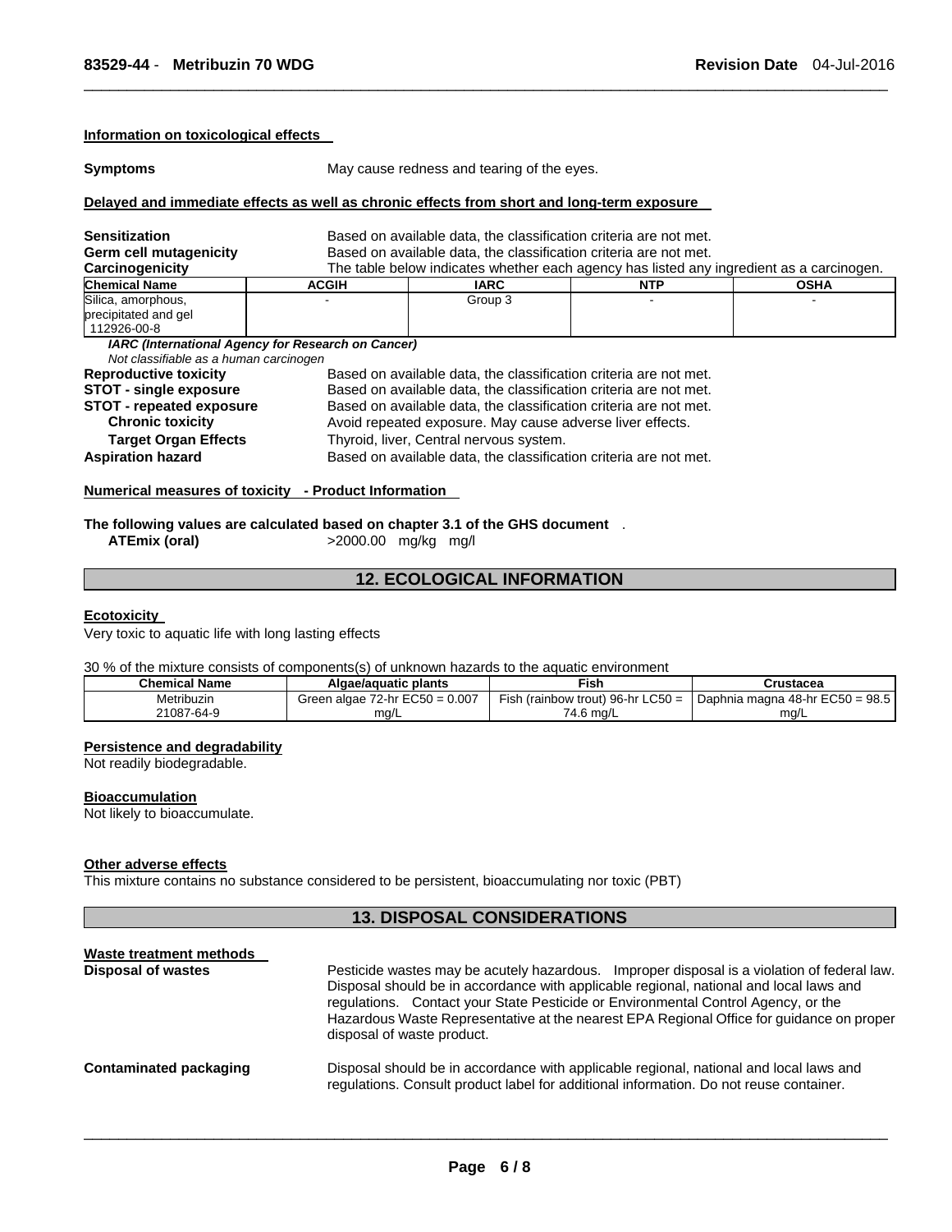**Information on toxicological effects**

**Symptoms** May cause redness and tearing of the eyes.

**Delayed and immediate effects as well as chronic effects from short and long-term exposure**

**Sensitization** Based on available data, the classification criteria are not met.
**Germ cell mutagenicity** Based on available data, the classification criteria are not met.
**Carcinogenicity** The table below indicates whether each agency has listed any ingredient as a carcinogen.

| Chemical Name | ACGIH | IARC | NTP | OSHA |
|---|---|---|---|---|
| Silica, amorphous, precipitated and gel 112926-00-8 | - | Group 3 | - | - |

***IARC (International Agency for Research on Cancer)***
*Not classifiable as a human carcinogen*

**Reproductive toxicity** Based on available data, the classification criteria are not met.
**STOT - single exposure** Based on available data, the classification criteria are not met.
**STOT - repeated exposure** Based on available data, the classification criteria are not met.
**Chronic toxicity** Avoid repeated exposure. May cause adverse liver effects.
**Target Organ Effects** Thyroid, liver, Central nervous system.
**Aspiration hazard** Based on available data, the classification criteria are not met.

**Numerical measures of toxicity - Product Information**

**The following values are calculated based on chapter 3.1 of the GHS document** .
**ATEmix (oral)** >2000.00 mg/kg mg/l

## 12. ECOLOGICAL INFORMATION

**Ecotoxicity**
Very toxic to aquatic life with long lasting effects

30 % of the mixture consists of components(s) of unknown hazards to the aquatic environment

| Chemical Name | Algae/aquatic plants | Fish | Crustacea |
|---|---|---|---|
| Metribuzin 21087-64-9 | Green algae 72-hr EC50 = 0.007 mg/L | Fish (rainbow trout) 96-hr LC50 = 74.6 mg/L | Daphnia magna 48-hr EC50 = 98.5 mg/L |

**Persistence and degradability**
Not readily biodegradable.

**Bioaccumulation**
Not likely to bioaccumulate.

**Other adverse effects**
This mixture contains no substance considered to be persistent, bioaccumulating nor toxic (PBT)

## 13. DISPOSAL CONSIDERATIONS

**Waste treatment methods**

**Disposal of wastes** Pesticide wastes may be acutely hazardous. Improper disposal is a violation of federal law. Disposal should be in accordance with applicable regional, national and local laws and regulations. Contact your State Pesticide or Environmental Control Agency, or the Hazardous Waste Representative at the nearest EPA Regional Office for guidance on proper disposal of waste product.

**Contaminated packaging** Disposal should be in accordance with applicable regional, national and local laws and regulations. Consult product label for additional information. Do not reuse container.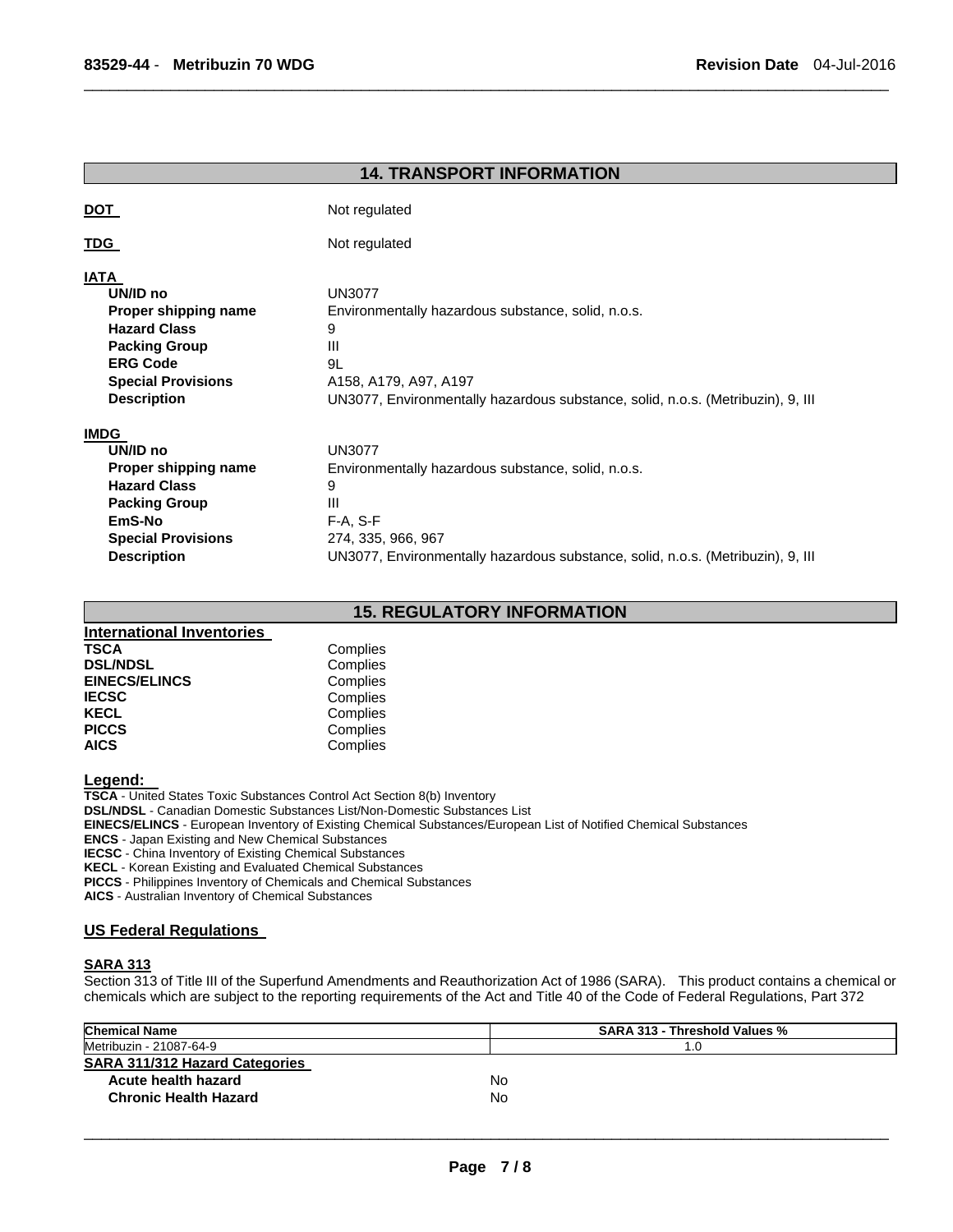## 14. TRANSPORT INFORMATION

**DOT** Not regulated

**TDG** Not regulated

**IATA**

| | |
|---|---|
| **UN/ID no** | UN3077 |
| **Proper shipping name** | Environmentally hazardous substance, solid, n.o.s. |
| **Hazard Class** | 9 |
| **Packing Group** | III |
| **ERG Code** | 9L |
| **Special Provisions** | A158, A179, A97, A197 |
| **Description** | UN3077, Environmentally hazardous substance, solid, n.o.s. (Metribuzin), 9, III |

**IMDG**

| | |
|---|---|
| **UN/ID no** | UN3077 |
| **Proper shipping name** | Environmentally hazardous substance, solid, n.o.s. |
| **Hazard Class** | 9 |
| **Packing Group** | III |
| **EmS-No** | F-A, S-F |
| **Special Provisions** | 274, 335, 966, 967 |
| **Description** | UN3077, Environmentally hazardous substance, solid, n.o.s. (Metribuzin), 9, III |

## 15. REGULATORY INFORMATION

**International Inventories**

| | |
|---|---|
| **TSCA** | Complies |
| **DSL/NDSL** | Complies |
| **EINECS/ELINCS** | Complies |
| **IECSC** | Complies |
| **KECL** | Complies |
| **PICCS** | Complies |
| **AICS** | Complies |

**Legend:**

**TSCA** - United States Toxic Substances Control Act Section 8(b) Inventory
**DSL/NDSL** - Canadian Domestic Substances List/Non-Domestic Substances List
**EINECS/ELINCS** - European Inventory of Existing Chemical Substances/European List of Notified Chemical Substances
**ENCS** - Japan Existing and New Chemical Substances
**IECSC** - China Inventory of Existing Chemical Substances
**KECL** - Korean Existing and Evaluated Chemical Substances
**PICCS** - Philippines Inventory of Chemicals and Chemical Substances
**AICS** - Australian Inventory of Chemical Substances

### US Federal Regulations

**SARA 313**

Section 313 of Title III of the Superfund Amendments and Reauthorization Act of 1986 (SARA). This product contains a chemical or chemicals which are subject to the reporting requirements of the Act and Title 40 of the Code of Federal Regulations, Part 372

| Chemical Name | SARA 313 - Threshold Values % |
|---|---|
| Metribuzin - 21087-64-9 | 1.0 |

**SARA 311/312 Hazard Categories**

| | |
|---|---|
| **Acute health hazard** | No |
| **Chronic Health Hazard** | No |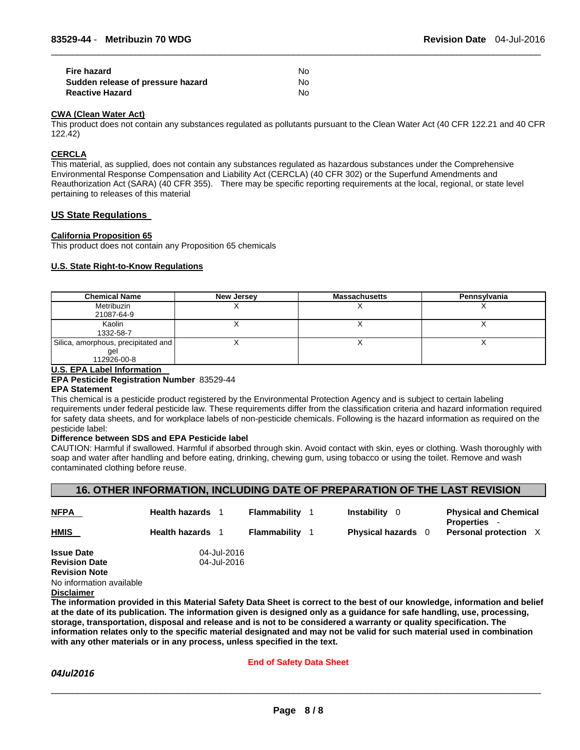| | |
|---|---|
| **Fire hazard** | No |
| **Sudden release of pressure hazard** | No |
| **Reactive Hazard** | No |

**CWA (Clean Water Act)**

This product does not contain any substances regulated as pollutants pursuant to the Clean Water Act (40 CFR 122.21 and 40 CFR 122.42)

**CERCLA**

This material, as supplied, does not contain any substances regulated as hazardous substances under the Comprehensive Environmental Response Compensation and Liability Act (CERCLA) (40 CFR 302) or the Superfund Amendments and Reauthorization Act (SARA) (40 CFR 355). There may be specific reporting requirements at the local, regional, or state level pertaining to releases of this material

## US State Regulations

**California Proposition 65**

This product does not contain any Proposition 65 chemicals

**U.S. State Right-to-Know Regulations**

| Chemical Name | New Jersey | Massachusetts | Pennsylvania |
|---|---|---|---|
| Metribuzin 21087-64-9 | X | X | X |
| Kaolin 1332-58-7 | X | X | X |
| Silica, amorphous, precipitated and gel 112926-00-8 | X | X | X |

**U.S. EPA Label Information**

**EPA Pesticide Registration Number** 83529-44

**EPA Statement**

This chemical is a pesticide product registered by the Environmental Protection Agency and is subject to certain labeling requirements under federal pesticide law. These requirements differ from the classification criteria and hazard information required for safety data sheets, and for workplace labels of non-pesticide chemicals. Following is the hazard information as required on the pesticide label:

**Difference between SDS and EPA Pesticide label**

CAUTION: Harmful if swallowed. Harmful if absorbed through skin. Avoid contact with skin, eyes or clothing. Wash thoroughly with soap and water after handling and before eating, drinking, chewing gum, using tobacco or using the toilet. Remove and wash contaminated clothing before reuse.

## 16. OTHER INFORMATION, INCLUDING DATE OF PREPARATION OF THE LAST REVISION

| | | | | |
|---|---|---|---|---|
| **NFPA** | **Health hazards** 1 | **Flammability** 1 | **Instability** 0 | **Physical and Chemical Properties** - |
| **HMIS** | **Health hazards** 1 | **Flammability** 1 | **Physical hazards** 0 | **Personal protection** X |

**Issue Date** 04-Jul-2016

**Revision Date** 04-Jul-2016

**Revision Note**

No information available

**Disclaimer**

**The information provided in this Material Safety Data Sheet is correct to the best of our knowledge, information and belief at the date of its publication. The information given is designed only as a guidance for safe handling, use, processing, storage, transportation, disposal and release and is not to be considered a warranty or quality specification. The information relates only to the specific material designated and may not be valid for such material used in combination with any other materials or in any process, unless specified in the text.**

**End of Safety Data Sheet**

*04Jul2016*